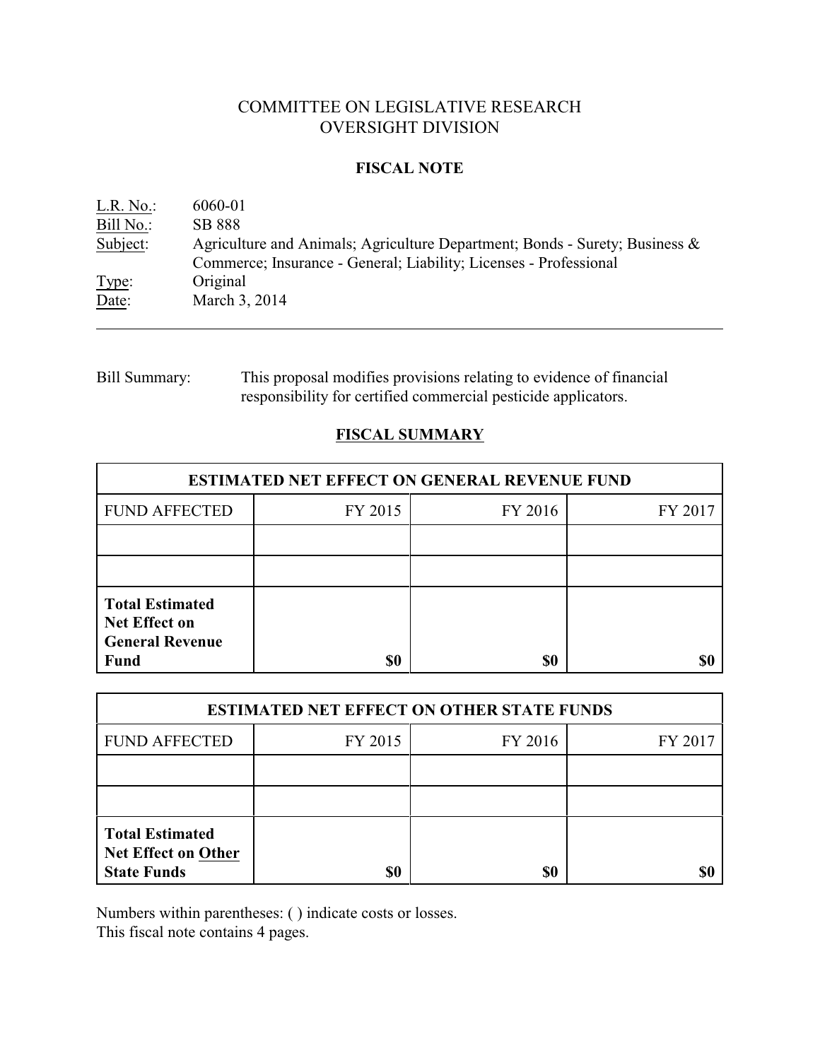# COMMITTEE ON LEGISLATIVE RESEARCH
# OVERSIGHT DIVISION

## FISCAL NOTE

L.R. No.: 6060-01
Bill No.: SB 888
Subject: Agriculture and Animals; Agriculture Department; Bonds - Surety; Business & Commerce; Insurance - General; Liability; Licenses - Professional
Type: Original
Date: March 3, 2014

---

Bill Summary: This proposal modifies provisions relating to evidence of financial responsibility for certified commercial pesticide applicators.

## FISCAL SUMMARY

| ESTIMATED NET EFFECT ON GENERAL REVENUE FUND | | | |
|---|---|---|---|
| FUND AFFECTED | FY 2015 | FY 2016 | FY 2017 |
| | | | |
| | | | |
| **Total Estimated Net Effect on General Revenue Fund** | **$0** | **$0** | **$0** |

| ESTIMATED NET EFFECT ON OTHER STATE FUNDS | | | |
|---|---|---|---|
| FUND AFFECTED | FY 2015 | FY 2016 | FY 2017 |
| | | | |
| | | | |
| **Total Estimated Net Effect on Other State Funds** | **$0** | **$0** | **$0** |

Numbers within parentheses: ( ) indicate costs or losses.
This fiscal note contains 4 pages.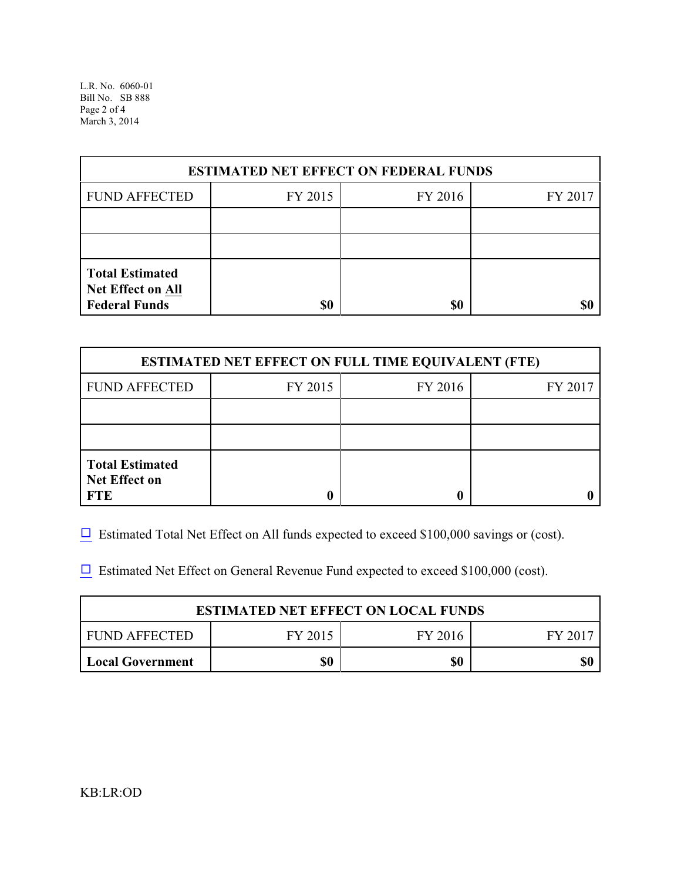| ESTIMATED NET EFFECT ON FEDERAL FUNDS | | | |
|---|---|---|---|
| FUND AFFECTED | FY 2015 | FY 2016 | FY 2017 |
| | | | |
| | | | |
| **Total Estimated Net Effect on All Federal Funds** | **$0** | **$0** | **$0** |

| ESTIMATED NET EFFECT ON FULL TIME EQUIVALENT (FTE) | | | |
|---|---|---|---|
| FUND AFFECTED | FY 2015 | FY 2016 | FY 2017 |
| | | | |
| | | | |
| **Total Estimated Net Effect on FTE** | **0** | **0** | **0** |

☐ Estimated Total Net Effect on All funds expected to exceed $100,000 savings or (cost).

☐ Estimated Net Effect on General Revenue Fund expected to exceed $100,000 (cost).

| ESTIMATED NET EFFECT ON LOCAL FUNDS | | | |
|---|---|---|---|
| FUND AFFECTED | FY 2015 | FY 2016 | FY 2017 |
| **Local Government** | **$0** | **$0** | **$0** |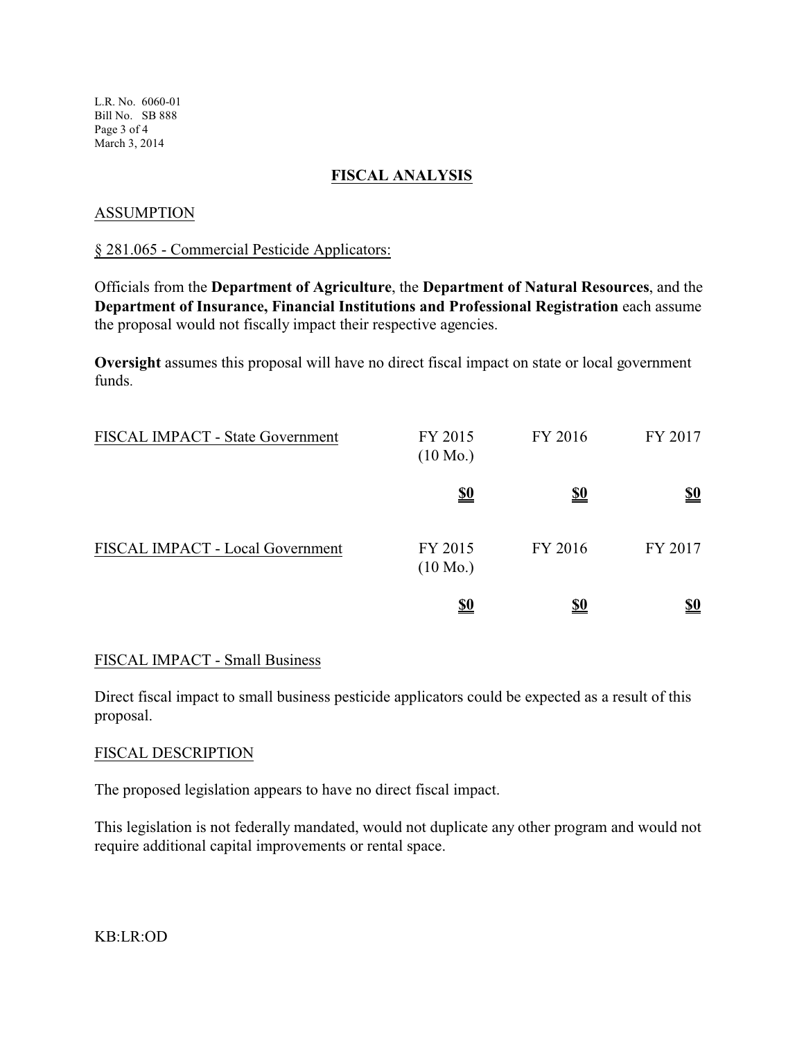## FISCAL ANALYSIS

### ASSUMPTION

§ 281.065 - Commercial Pesticide Applicators:

Officials from the **Department of Agriculture**, the **Department of Natural Resources**, and the **Department of Insurance, Financial Institutions and Professional Registration** each assume the proposal would not fiscally impact their respective agencies.

**Oversight** assumes this proposal will have no direct fiscal impact on state or local government funds.

| FISCAL IMPACT - State Government | FY 2015 (10 Mo.) | FY 2016 | FY 2017 |
|---|---|---|---|
| | **$0** | **$0** | **$0** |

| FISCAL IMPACT - Local Government | FY 2015 (10 Mo.) | FY 2016 | FY 2017 |
|---|---|---|---|
| | **$0** | **$0** | **$0** |

### FISCAL IMPACT - Small Business

Direct fiscal impact to small business pesticide applicators could be expected as a result of this proposal.

### FISCAL DESCRIPTION

The proposed legislation appears to have no direct fiscal impact.

This legislation is not federally mandated, would not duplicate any other program and would not require additional capital improvements or rental space.

KB:LR:OD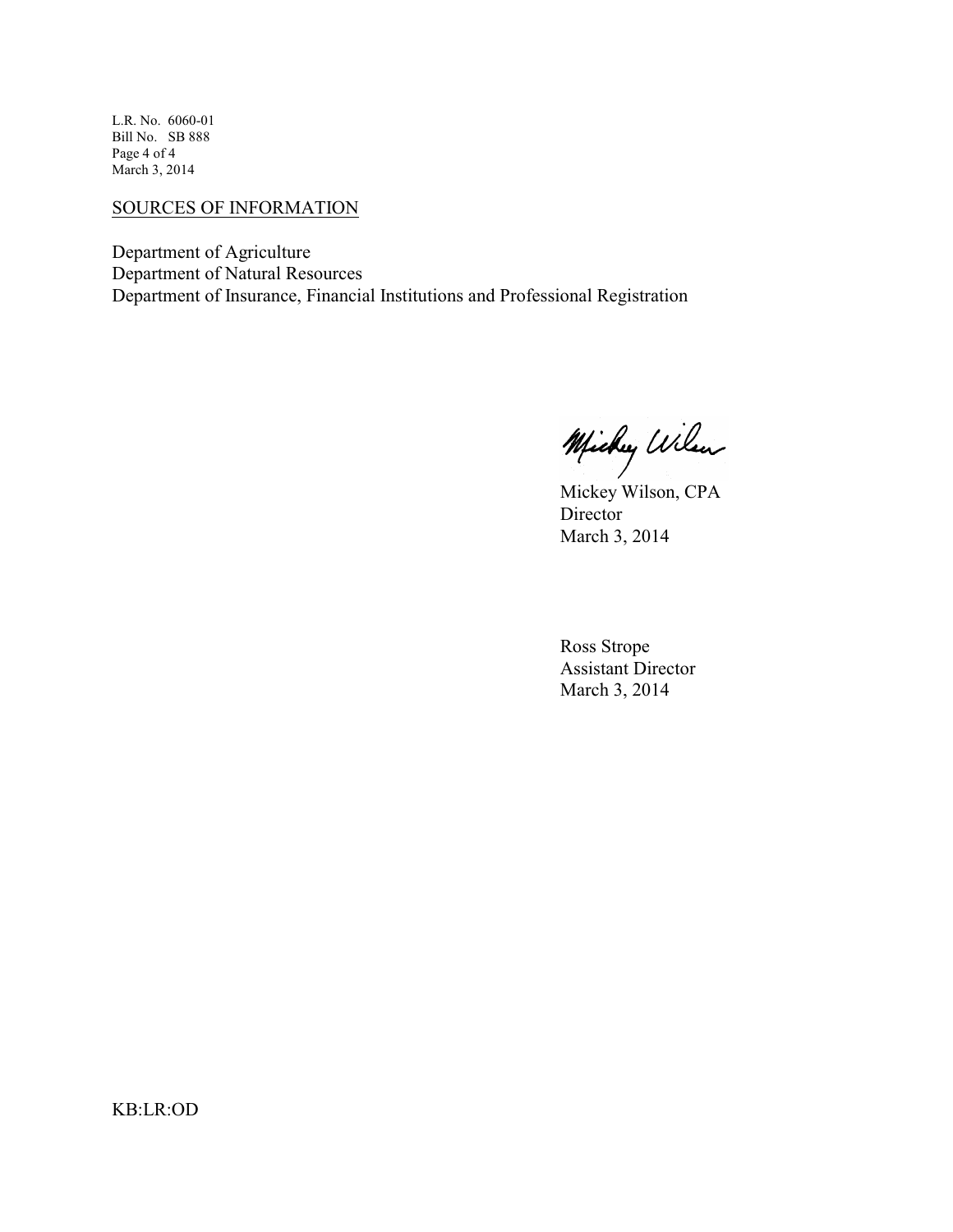## SOURCES OF INFORMATION

Department of Agriculture
Department of Natural Resources
Department of Insurance, Financial Institutions and Professional Registration

Mickey Wilson, CPA
Director
March 3, 2014

Ross Strope
Assistant Director
March 3, 2014

KB:LR:OD